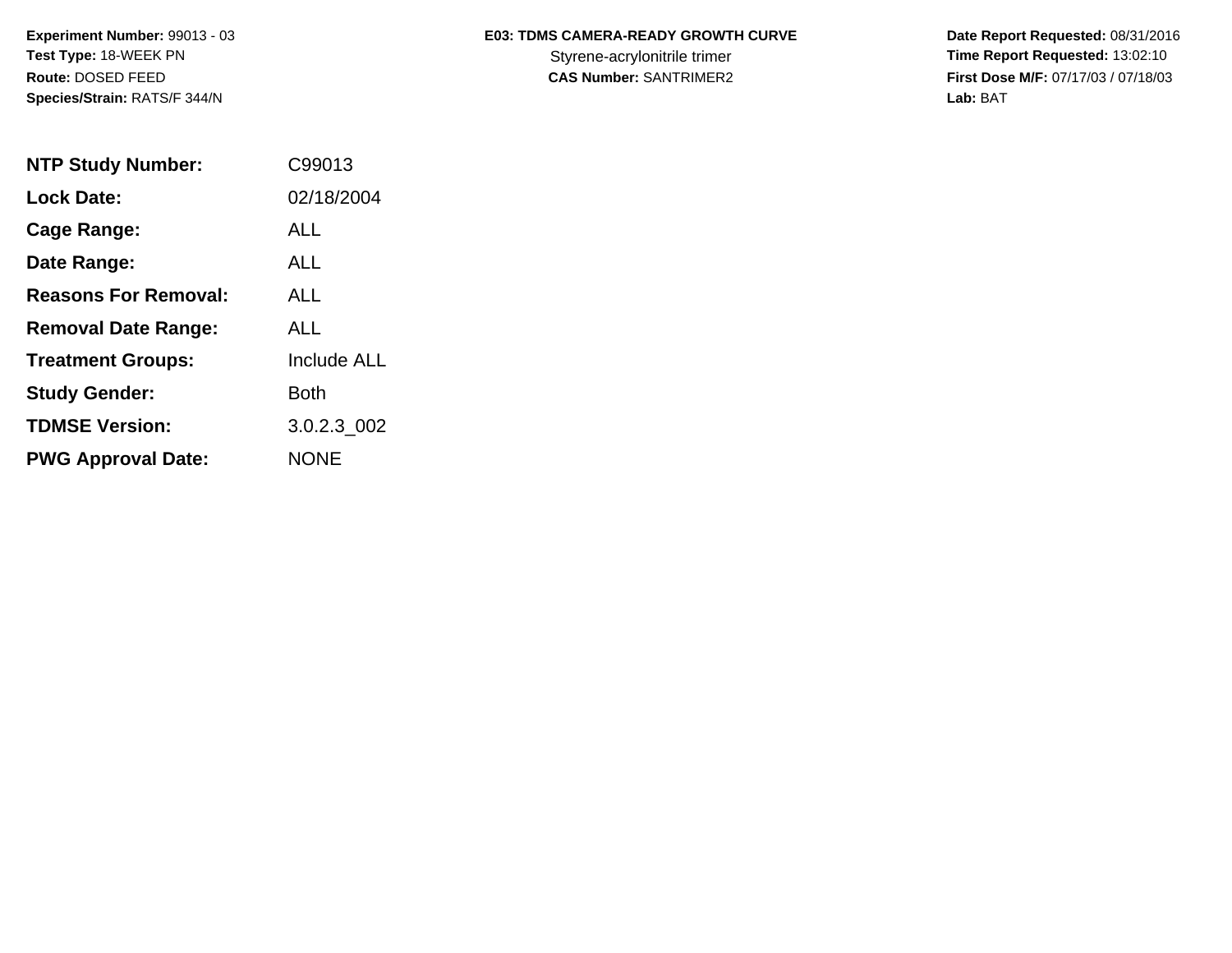**Experiment Number:** 99013 - 03
**Test Type:** 18-WEEK PN
**Route:** DOSED FEED
**Species/Strain:** RATS/F 344/N

**E03: TDMS CAMERA-READY GROWTH CURVE**
Styrene-acrylonitrile trimer
**CAS Number:** SANTRIMER2

**Date Report Requested:** 08/31/2016
**Time Report Requested:** 13:02:10
**First Dose M/F:** 07/17/03 / 07/18/03
**Lab:** BAT

| | |
|---|---|
| **NTP Study Number:** | C99013 |
| **Lock Date:** | 02/18/2004 |
| **Cage Range:** | ALL |
| **Date Range:** | ALL |
| **Reasons For Removal:** | ALL |
| **Removal Date Range:** | ALL |
| **Treatment Groups:** | Include ALL |
| **Study Gender:** | Both |
| **TDMSE Version:** | 3.0.2.3_002 |
| **PWG Approval Date:** | NONE |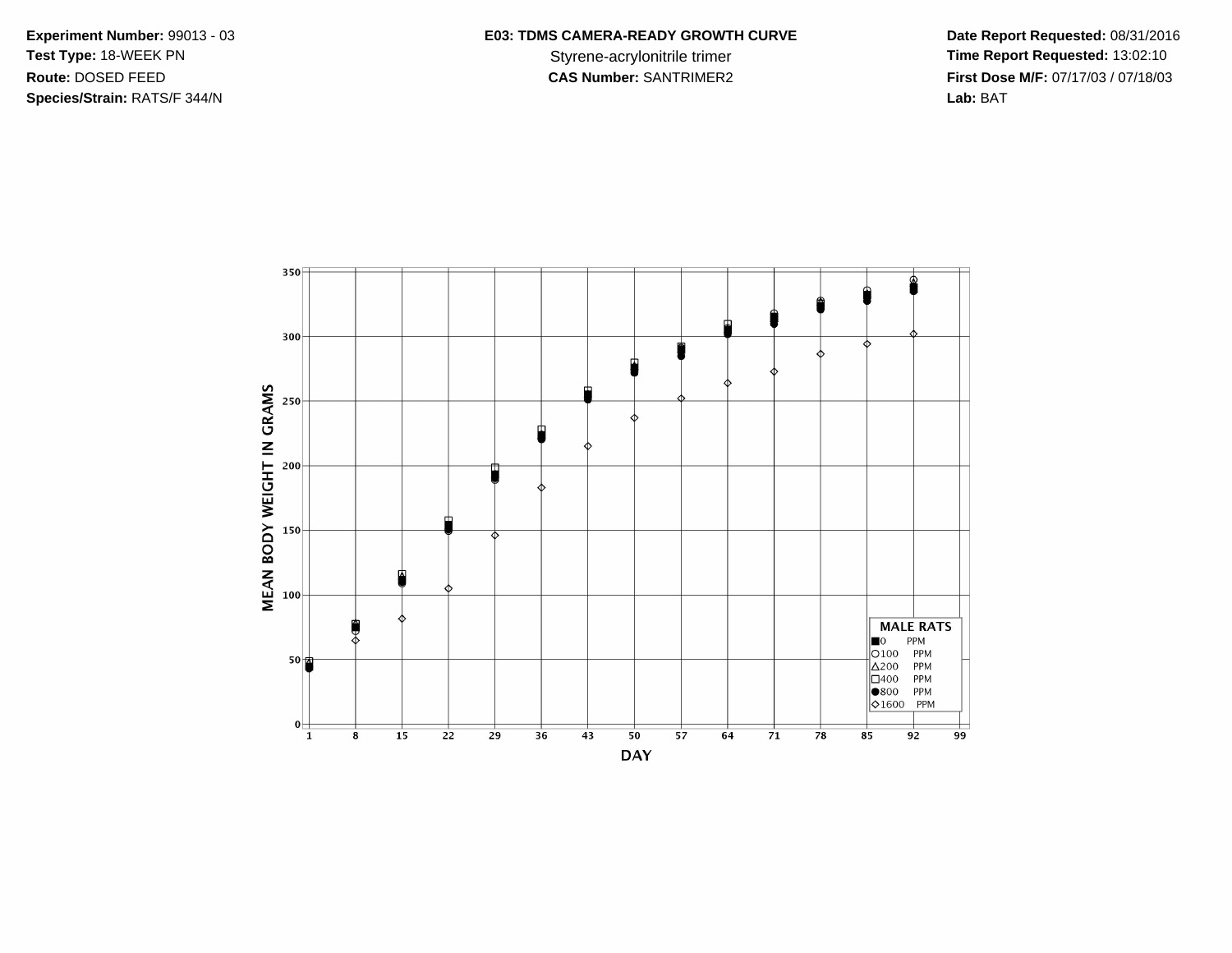**Experiment Number:** 99013 - 03
**Test Type:** 18-WEEK PN
**Route:** DOSED FEED
**Species/Strain:** RATS/F 344/N

**E03: TDMS CAMERA-READY GROWTH CURVE**
Styrene-acrylonitrile trimer
**CAS Number:** SANTRIMER2

**Date Report Requested:** 08/31/2016
**Time Report Requested:** 13:02:10
**First Dose M/F:** 07/17/03 / 07/18/03
**Lab:** BAT

MEAN BODY WEIGHT IN GRAMS

0
50
100
150
200
250
300
350

DAY

1
8
15
22
29
36
43
50
57
64
71
78
85
92
99

MALE RATS
■0 PPM
○100 PPM
△200 PPM
□400 PPM
●800 PPM
◇1600 PPM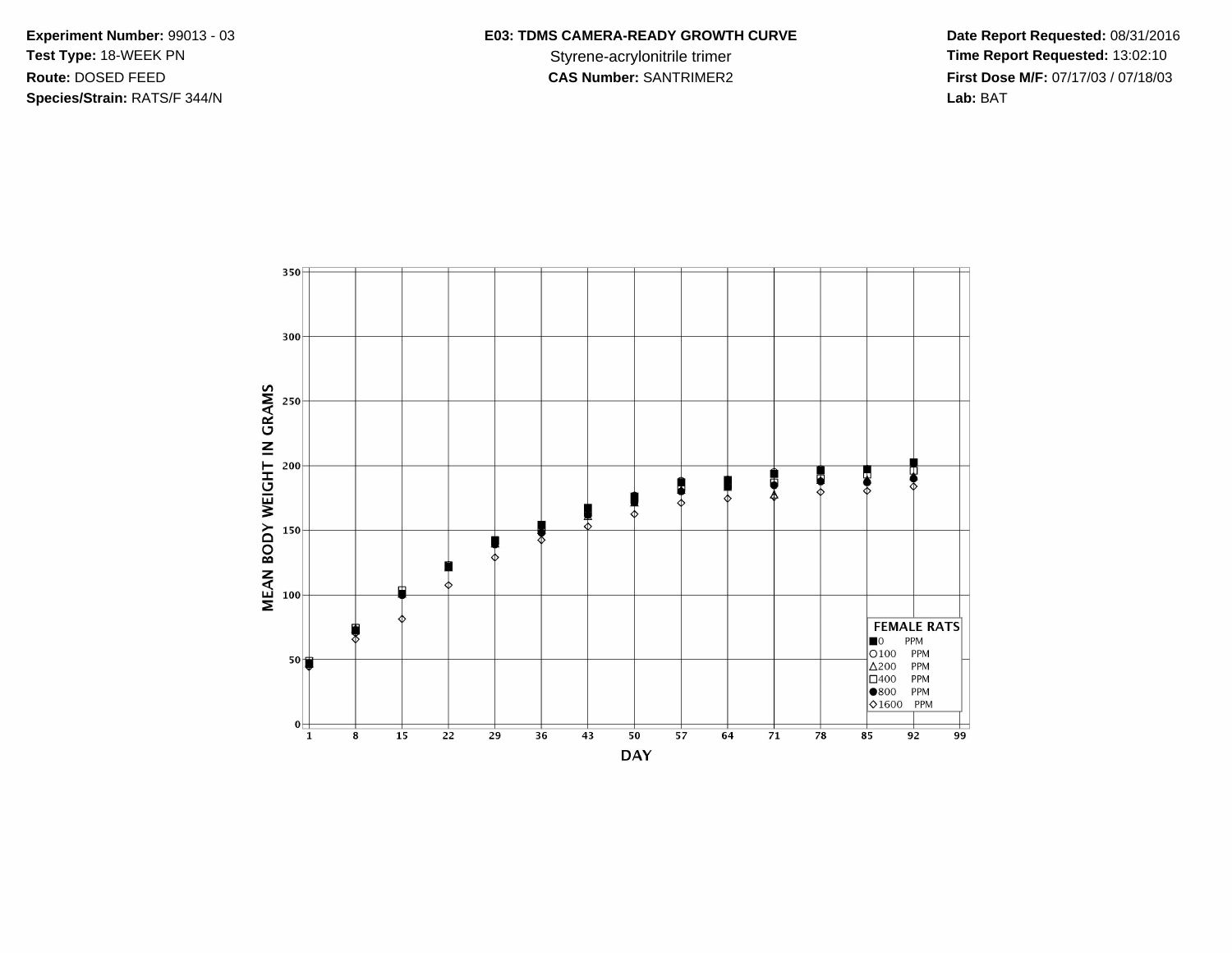**Experiment Number:** 99013 - 03
**Test Type:** 18-WEEK PN
**Route:** DOSED FEED
**Species/Strain:** RATS/F 344/N

**E03: TDMS CAMERA-READY GROWTH CURVE**
Styrene-acrylonitrile trimer
**CAS Number:** SANTRIMER2

**Date Report Requested:** 08/31/2016
**Time Report Requested:** 13:02:10
**First Dose M/F:** 07/17/03 / 07/18/03
**Lab:** BAT

MEAN BODY WEIGHT IN GRAMS

350
300
250
200
150
100
50
0

DAY

1 8 15 22 29 36 43 50 57 64 71 78 85 92 99

FEMALE RATS
■ 0 PPM
○ 100 PPM
△ 200 PPM
□ 400 PPM
● 800 PPM
◇ 1600 PPM